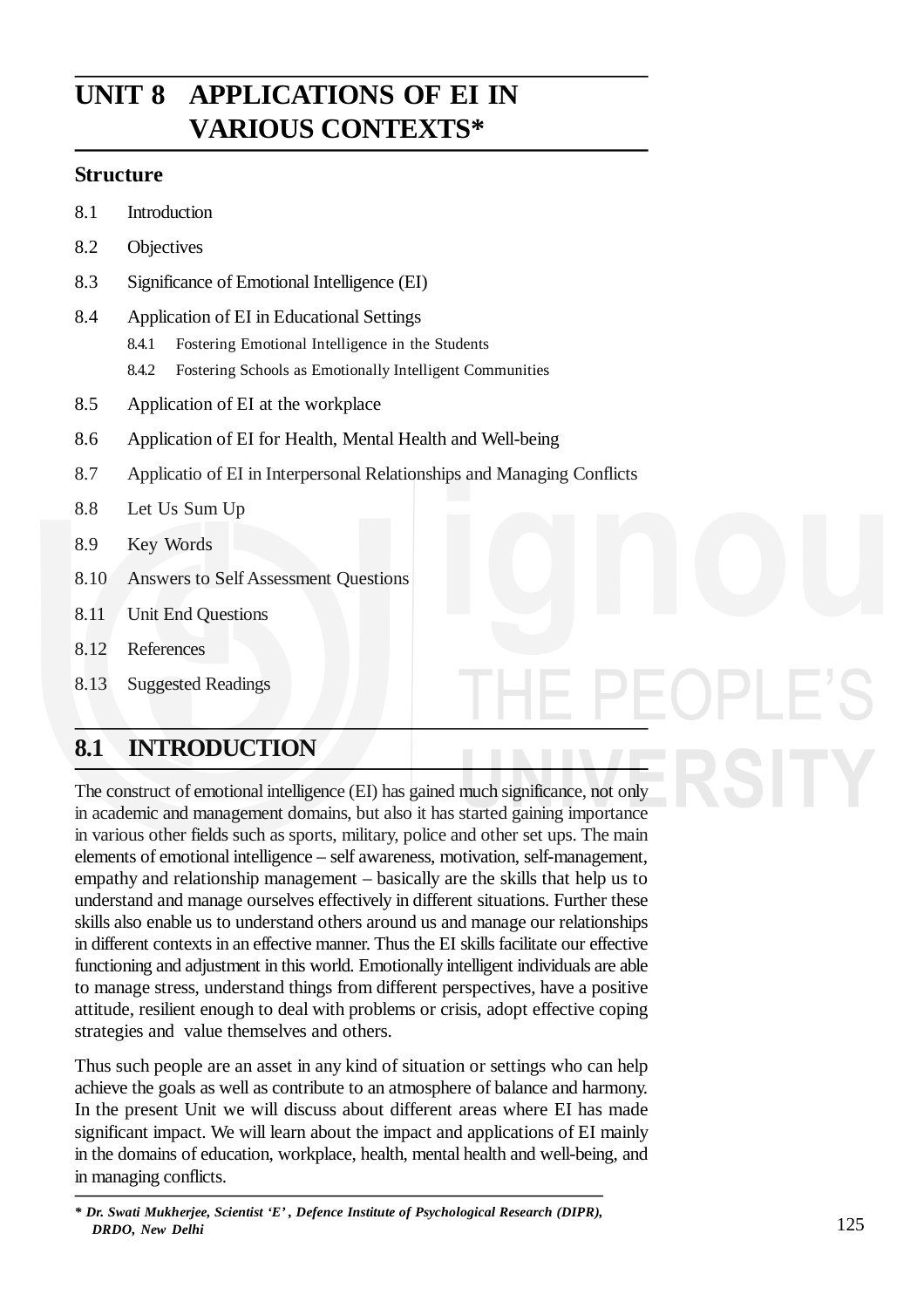# UNIT 8 APPLICATIONS OF EI IN VARIOUS CONTEXTS*

## Structure

8.1 Introduction

8.2 Objectives

8.3 Significance of Emotional Intelligence (EI)

8.4 Application of EI in Educational Settings

- 8.4.1 Fostering Emotional Intelligence in the Students
- 8.4.2 Fostering Schools as Emotionally Intelligent Communities

8.5 Application of EI at the workplace

8.6 Application of EI for Health, Mental Health and Well-being

8.7 Applicatio of EI in Interpersonal Relationships and Managing Conflicts

8.8 Let Us Sum Up

8.9 Key Words

8.10 Answers to Self Assessment Questions

8.11 Unit End Questions

8.12 References

8.13 Suggested Readings

## 8.1 INTRODUCTION

The construct of emotional intelligence (EI) has gained much significance, not only in academic and management domains, but also it has started gaining importance in various other fields such as sports, military, police and other set ups. The main elements of emotional intelligence – self awareness, motivation, self-management, empathy and relationship management – basically are the skills that help us to understand and manage ourselves effectively in different situations. Further these skills also enable us to understand others around us and manage our relationships in different contexts in an effective manner. Thus the EI skills facilitate our effective functioning and adjustment in this world. Emotionally intelligent individuals are able to manage stress, understand things from different perspectives, have a positive attitude, resilient enough to deal with problems or crisis, adopt effective coping strategies and value themselves and others.

Thus such people are an asset in any kind of situation or settings who can help achieve the goals as well as contribute to an atmosphere of balance and harmony. In the present Unit we will discuss about different areas where EI has made significant impact. We will learn about the impact and applications of EI mainly in the domains of education, workplace, health, mental health and well-being, and in managing conflicts.

---

*\* Dr. Swati Mukherjee, Scientist 'E' , Defence Institute of Psychological Research (DIPR), DRDO, New Delhi*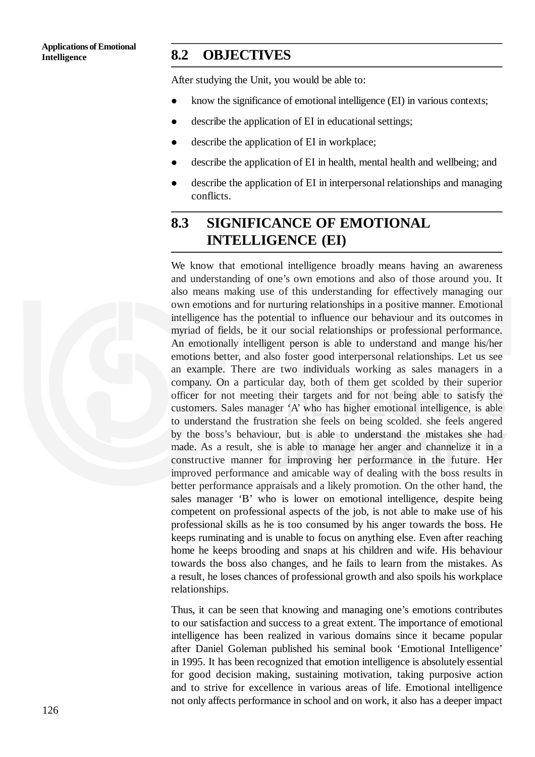## 8.2 OBJECTIVES

After studying the Unit, you would be able to:

- know the significance of emotional intelligence (EI) in various contexts;
- describe the application of EI in educational settings;
- describe the application of EI in workplace;
- describe the application of EI in health, mental health and wellbeing; and
- describe the application of EI in interpersonal relationships and managing conflicts.

## 8.3 SIGNIFICANCE OF EMOTIONAL INTELLIGENCE (EI)

We know that emotional intelligence broadly means having an awareness and understanding of one's own emotions and also of those around you. It also means making use of this understanding for effectively managing our own emotions and for nurturing relationships in a positive manner. Emotional intelligence has the potential to influence our behaviour and its outcomes in myriad of fields, be it our social relationships or professional performance. An emotionally intelligent person is able to understand and mange his/her emotions better, and also foster good interpersonal relationships. Let us see an example. There are two individuals working as sales managers in a company. On a particular day, both of them get scolded by their superior officer for not meeting their targets and for not being able to satisfy the customers. Sales manager 'A' who has higher emotional intelligence, is able to understand the frustration she feels on being scolded. she feels angered by the boss's behaviour, but is able to understand the mistakes she had made. As a result, she is able to manage her anger and channelize it in a constructive manner for improving her performance in the future. Her improved performance and amicable way of dealing with the boss results in better performance appraisals and a likely promotion. On the other hand, the sales manager 'B' who is lower on emotional intelligence, despite being competent on professional aspects of the job, is not able to make use of his professional skills as he is too consumed by his anger towards the boss. He keeps ruminating and is unable to focus on anything else. Even after reaching home he keeps brooding and snaps at his children and wife. His behaviour towards the boss also changes, and he fails to learn from the mistakes. As a result, he loses chances of professional growth and also spoils his workplace relationships.

Thus, it can be seen that knowing and managing one's emotions contributes to our satisfaction and success to a great extent. The importance of emotional intelligence has been realized in various domains since it became popular after Daniel Goleman published his seminal book 'Emotional Intelligence' in 1995. It has been recognized that emotion intelligence is absolutely essential for good decision making, sustaining motivation, taking purposive action and to strive for excellence in various areas of life. Emotional intelligence not only affects performance in school and on work, it also has a deeper impact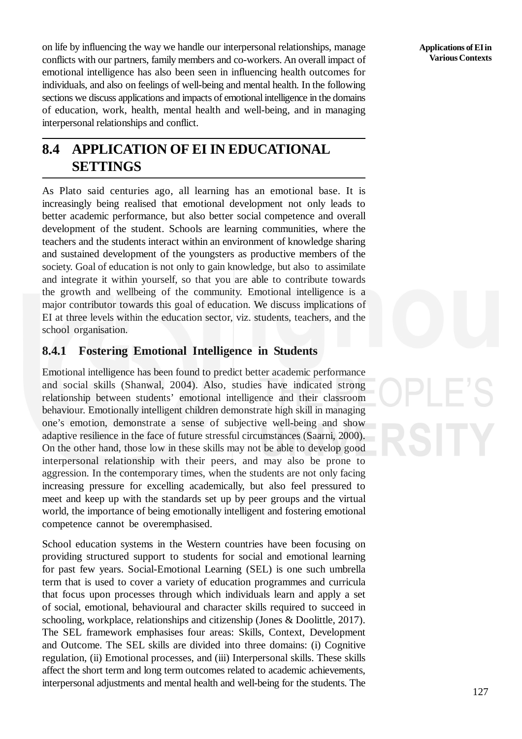on life by influencing the way we handle our interpersonal relationships, manage conflicts with our partners, family members and co-workers. An overall impact of emotional intelligence has also been seen in influencing health outcomes for individuals, and also on feelings of well-being and mental health. In the following sections we discuss applications and impacts of emotional intelligence in the domains of education, work, health, mental health and well-being, and in managing interpersonal relationships and conflict.

## 8.4 APPLICATION OF EI IN EDUCATIONAL SETTINGS

As Plato said centuries ago, all learning has an emotional base. It is increasingly being realised that emotional development not only leads to better academic performance, but also better social competence and overall development of the student. Schools are learning communities, where the teachers and the students interact within an environment of knowledge sharing and sustained development of the youngsters as productive members of the society. Goal of education is not only to gain knowledge, but also to assimilate and integrate it within yourself, so that you are able to contribute towards the growth and wellbeing of the community. Emotional intelligence is a major contributor towards this goal of education. We discuss implications of EI at three levels within the education sector, viz. students, teachers, and the school organisation.

### 8.4.1 Fostering Emotional Intelligence in Students

Emotional intelligence has been found to predict better academic performance and social skills (Shanwal, 2004). Also, studies have indicated strong relationship between students' emotional intelligence and their classroom behaviour. Emotionally intelligent children demonstrate high skill in managing one's emotion, demonstrate a sense of subjective well-being and show adaptive resilience in the face of future stressful circumstances (Saarni, 2000). On the other hand, those low in these skills may not be able to develop good interpersonal relationship with their peers, and may also be prone to aggression. In the contemporary times, when the students are not only facing increasing pressure for excelling academically, but also feel pressured to meet and keep up with the standards set up by peer groups and the virtual world, the importance of being emotionally intelligent and fostering emotional competence cannot be overemphasised.

School education systems in the Western countries have been focusing on providing structured support to students for social and emotional learning for past few years. Social-Emotional Learning (SEL) is one such umbrella term that is used to cover a variety of education programmes and curricula that focus upon processes through which individuals learn and apply a set of social, emotional, behavioural and character skills required to succeed in schooling, workplace, relationships and citizenship (Jones & Doolittle, 2017). The SEL framework emphasises four areas: Skills, Context, Development and Outcome. The SEL skills are divided into three domains: (i) Cognitive regulation, (ii) Emotional processes, and (iii) Interpersonal skills. These skills affect the short term and long term outcomes related to academic achievements, interpersonal adjustments and mental health and well-being for the students. The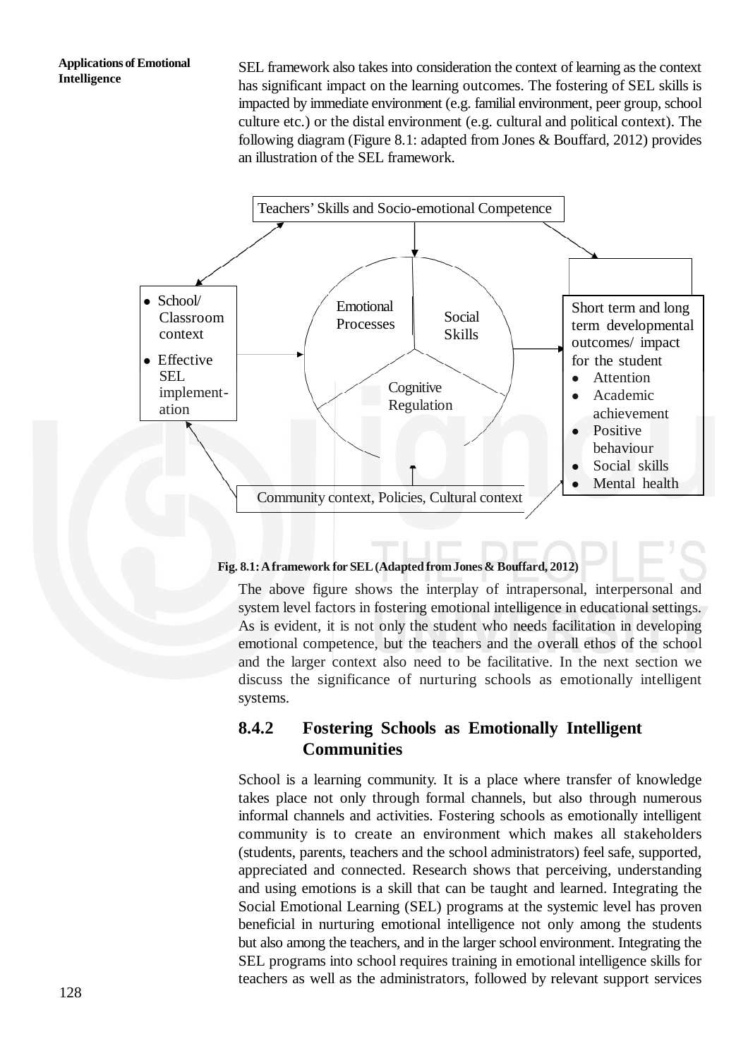SEL framework also takes into consideration the context of learning as the context has significant impact on the learning outcomes. The fostering of SEL skills is impacted by immediate environment (e.g. familial environment, peer group, school culture etc.) or the distal environment (e.g. cultural and political context). The following diagram (Figure 8.1: adapted from Jones & Bouffard, 2012) provides an illustration of the SEL framework.

Teachers' Skills and Socio-emotional Competence

- School/ Classroom context
- Effective SEL implement-ation

Emotional Processes

Social Skills

Cognitive Regulation

Short term and long term developmental outcomes/ impact for the student

- Attention
- Academic achievement
- Positive behaviour
- Social skills
- Mental health

Community context, Policies, Cultural context

**Fig. 8.1: A framework for SEL (Adapted from Jones & Bouffard, 2012)**

The above figure shows the interplay of intrapersonal, interpersonal and system level factors in fostering emotional intelligence in educational settings. As is evident, it is not only the student who needs facilitation in developing emotional competence, but the teachers and the overall ethos of the school and the larger context also need to be facilitative. In the next section we discuss the significance of nurturing schools as emotionally intelligent systems.

### 8.4.2 Fostering Schools as Emotionally Intelligent Communities

School is a learning community. It is a place where transfer of knowledge takes place not only through formal channels, but also through numerous informal channels and activities. Fostering schools as emotionally intelligent community is to create an environment which makes all stakeholders (students, parents, teachers and the school administrators) feel safe, supported, appreciated and connected. Research shows that perceiving, understanding and using emotions is a skill that can be taught and learned. Integrating the Social Emotional Learning (SEL) programs at the systemic level has proven beneficial in nurturing emotional intelligence not only among the students but also among the teachers, and in the larger school environment. Integrating the SEL programs into school requires training in emotional intelligence skills for teachers as well as the administrators, followed by relevant support services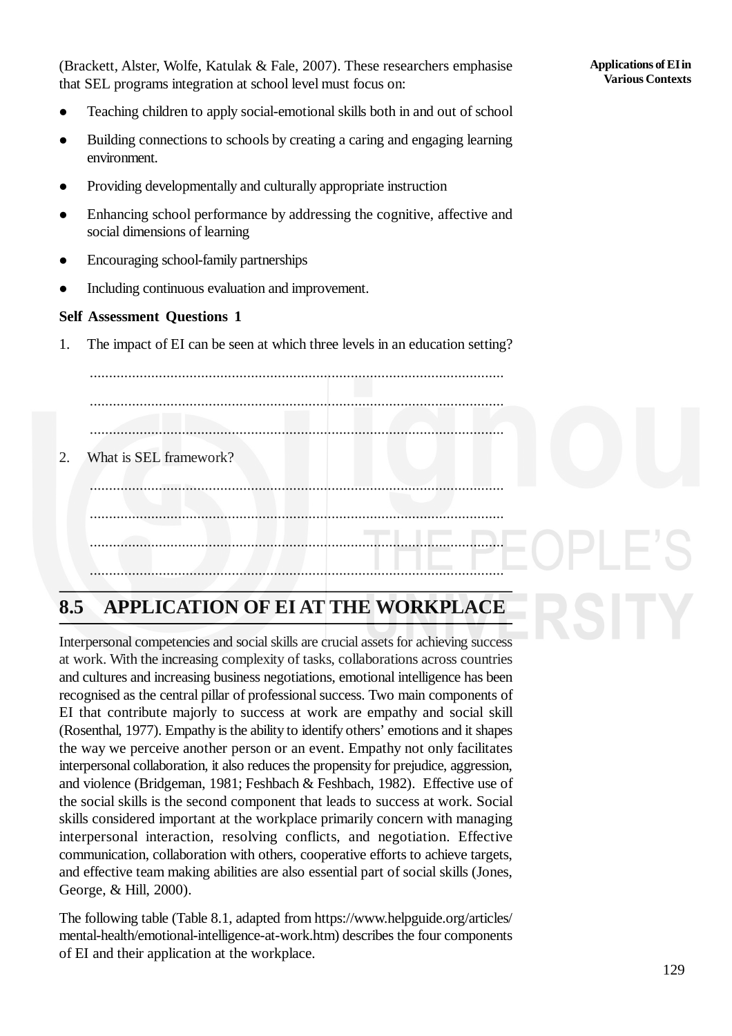(Brackett, Alster, Wolfe, Katulak & Fale, 2007). These researchers emphasise that SEL programs integration at school level must focus on:

- Teaching children to apply social-emotional skills both in and out of school
- Building connections to schools by creating a caring and engaging learning environment.
- Providing developmentally and culturally appropriate instruction
- Enhancing school performance by addressing the cognitive, affective and social dimensions of learning
- Encouraging school-family partnerships
- Including continuous evaluation and improvement.

**Self Assessment Questions 1**

1. The impact of EI can be seen at which three levels in an education setting?

   ...........................................................................................................

   ...........................................................................................................

   ...........................................................................................................

2. What is SEL framework?

   ...........................................................................................................

   ...........................................................................................................

   ...........................................................................................................

   ...........................................................................................................

## 8.5 APPLICATION OF EI AT THE WORKPLACE

Interpersonal competencies and social skills are crucial assets for achieving success at work. With the increasing complexity of tasks, collaborations across countries and cultures and increasing business negotiations, emotional intelligence has been recognised as the central pillar of professional success. Two main components of EI that contribute majorly to success at work are empathy and social skill (Rosenthal, 1977). Empathy is the ability to identify others' emotions and it shapes the way we perceive another person or an event. Empathy not only facilitates interpersonal collaboration, it also reduces the propensity for prejudice, aggression, and violence (Bridgeman, 1981; Feshbach & Feshbach, 1982). Effective use of the social skills is the second component that leads to success at work. Social skills considered important at the workplace primarily concern with managing interpersonal interaction, resolving conflicts, and negotiation. Effective communication, collaboration with others, cooperative efforts to achieve targets, and effective team making abilities are also essential part of social skills (Jones, George, & Hill, 2000).

The following table (Table 8.1, adapted from https://www.helpguide.org/articles/mental-health/emotional-intelligence-at-work.htm) describes the four components of EI and their application at the workplace.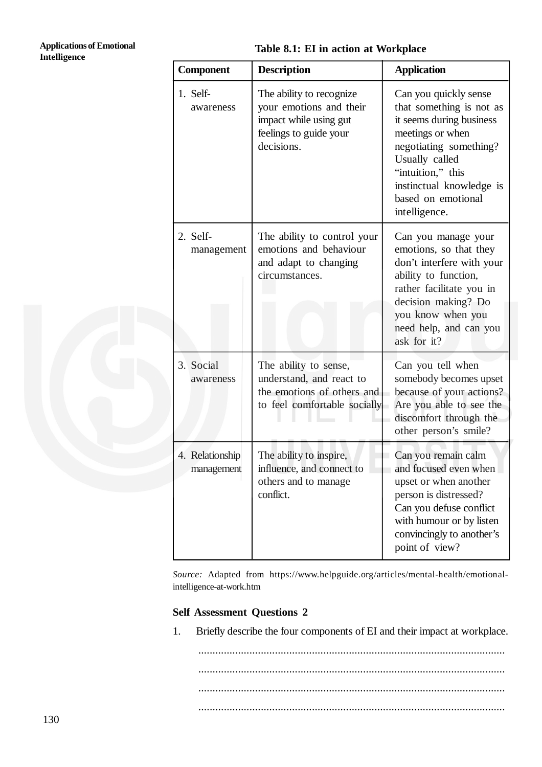**Table 8.1: EI in action at Workplace**

| Component | Description | Application |
|---|---|---|
| 1. Self-awareness | The ability to recognize your emotions and their impact while using gut feelings to guide your decisions. | Can you quickly sense that something is not as it seems during business meetings or when negotiating something? Usually called "intuition," this instinctual knowledge is based on emotional intelligence. |
| 2. Self-management | The ability to control your emotions and behaviour and adapt to changing circumstances. | Can you manage your emotions, so that they don't interfere with your ability to function, rather facilitate you in decision making? Do you know when you need help, and can you ask for it? |
| 3. Social awareness | The ability to sense, understand, and react to the emotions of others and to feel comfortable socially | Can you tell when somebody becomes upset because of your actions? Are you able to see the discomfort through the other person's smile? |
| 4. Relationship management | The ability to inspire, influence, and connect to others and to manage conflict. | Can you remain calm and focused even when upset or when another person is distressed? Can you defuse conflict with humour or by listen convincingly to another's point of view? |

*Source:* Adapted from https://www.helpguide.org/articles/mental-health/emotional-intelligence-at-work.htm

**Self Assessment Questions 2**

1. Briefly describe the four components of EI and their impact at workplace.

..........................................................................................................

..........................................................................................................

..........................................................................................................

..........................................................................................................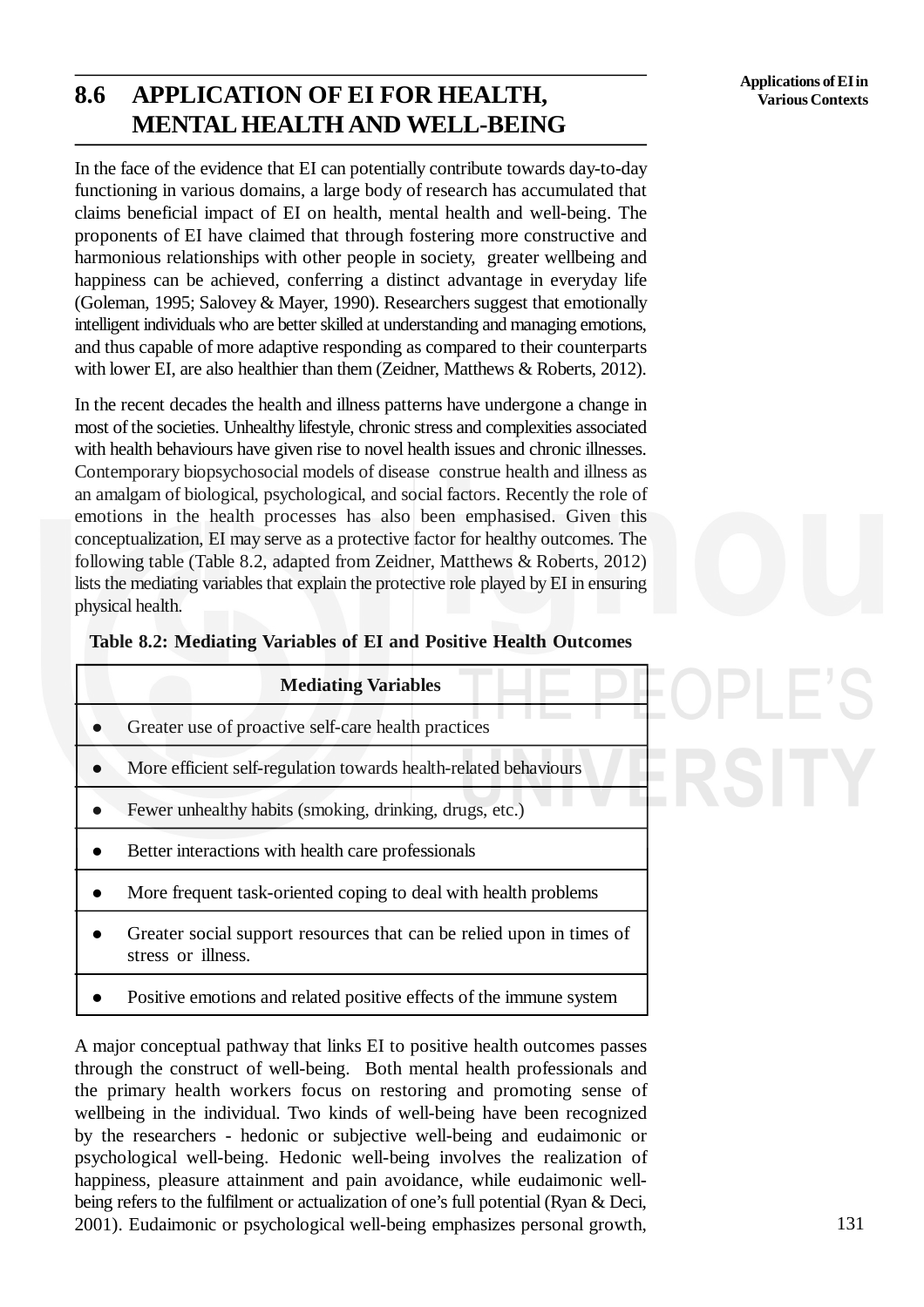## 8.6 APPLICATION OF EI FOR HEALTH, MENTAL HEALTH AND WELL-BEING

In the face of the evidence that EI can potentially contribute towards day-to-day functioning in various domains, a large body of research has accumulated that claims beneficial impact of EI on health, mental health and well-being. The proponents of EI have claimed that through fostering more constructive and harmonious relationships with other people in society, greater wellbeing and happiness can be achieved, conferring a distinct advantage in everyday life (Goleman, 1995; Salovey & Mayer, 1990). Researchers suggest that emotionally intelligent individuals who are better skilled at understanding and managing emotions, and thus capable of more adaptive responding as compared to their counterparts with lower EI, are also healthier than them (Zeidner, Matthews & Roberts, 2012).

In the recent decades the health and illness patterns have undergone a change in most of the societies. Unhealthy lifestyle, chronic stress and complexities associated with health behaviours have given rise to novel health issues and chronic illnesses. Contemporary biopsychosocial models of disease construe health and illness as an amalgam of biological, psychological, and social factors. Recently the role of emotions in the health processes has also been emphasised. Given this conceptualization, EI may serve as a protective factor for healthy outcomes. The following table (Table 8.2, adapted from Zeidner, Matthews & Roberts, 2012) lists the mediating variables that explain the protective role played by EI in ensuring physical health.

**Table 8.2: Mediating Variables of EI and Positive Health Outcomes**

| Mediating Variables |
|---|
| • Greater use of proactive self-care health practices |
| • More efficient self-regulation towards health-related behaviours |
| • Fewer unhealthy habits (smoking, drinking, drugs, etc.) |
| • Better interactions with health care professionals |
| • More frequent task-oriented coping to deal with health problems |
| • Greater social support resources that can be relied upon in times of stress or illness. |
| • Positive emotions and related positive effects of the immune system |

A major conceptual pathway that links EI to positive health outcomes passes through the construct of well-being. Both mental health professionals and the primary health workers focus on restoring and promoting sense of wellbeing in the individual. Two kinds of well-being have been recognized by the researchers - hedonic or subjective well-being and eudaimonic or psychological well-being. Hedonic well-being involves the realization of happiness, pleasure attainment and pain avoidance, while eudaimonic well-being refers to the fulfilment or actualization of one's full potential (Ryan & Deci, 2001). Eudaimonic or psychological well-being emphasizes personal growth,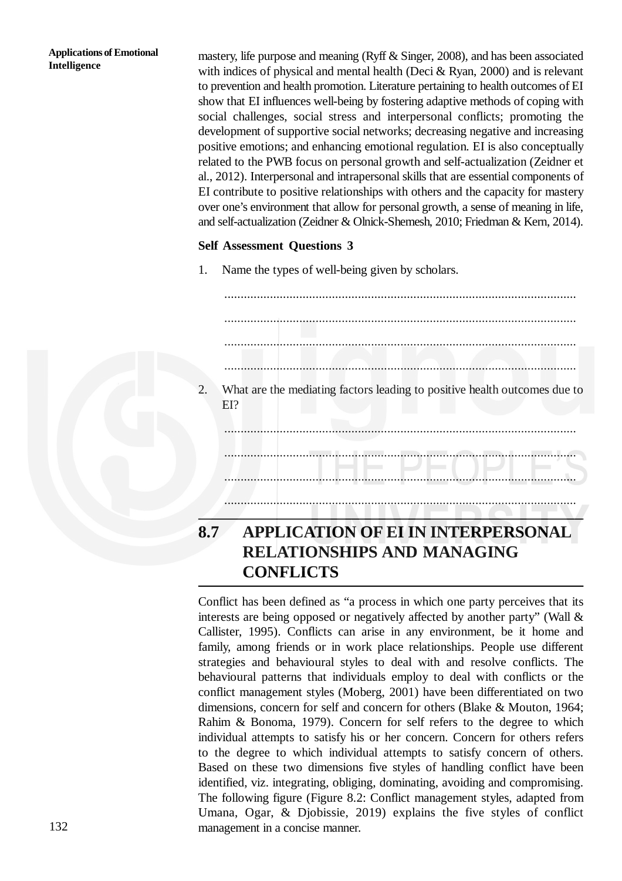mastery, life purpose and meaning (Ryff & Singer, 2008), and has been associated with indices of physical and mental health (Deci & Ryan, 2000) and is relevant to prevention and health promotion. Literature pertaining to health outcomes of EI show that EI influences well-being by fostering adaptive methods of coping with social challenges, social stress and interpersonal conflicts; promoting the development of supportive social networks; decreasing negative and increasing positive emotions; and enhancing emotional regulation. EI is also conceptually related to the PWB focus on personal growth and self-actualization (Zeidner et al., 2012). Interpersonal and intrapersonal skills that are essential components of EI contribute to positive relationships with others and the capacity for mastery over one's environment that allow for personal growth, a sense of meaning in life, and self-actualization (Zeidner & Olnick-Shemesh, 2010; Friedman & Kern, 2014).

**Self Assessment Questions 3**

1. Name the types of well-being given by scholars.

   ...........................................................................................................

   ...........................................................................................................

   ...........................................................................................................

   ...........................................................................................................

2. What are the mediating factors leading to positive health outcomes due to EI?

   ...........................................................................................................

   ...........................................................................................................

   ...........................................................................................................

   ...........................................................................................................

## 8.7 APPLICATION OF EI IN INTERPERSONAL RELATIONSHIPS AND MANAGING CONFLICTS

Conflict has been defined as "a process in which one party perceives that its interests are being opposed or negatively affected by another party" (Wall & Callister, 1995). Conflicts can arise in any environment, be it home and family, among friends or in work place relationships. People use different strategies and behavioural styles to deal with and resolve conflicts. The behavioural patterns that individuals employ to deal with conflicts or the conflict management styles (Moberg, 2001) have been differentiated on two dimensions, concern for self and concern for others (Blake & Mouton, 1964; Rahim & Bonoma, 1979). Concern for self refers to the degree to which individual attempts to satisfy his or her concern. Concern for others refers to the degree to which individual attempts to satisfy concern of others. Based on these two dimensions five styles of handling conflict have been identified, viz. integrating, obliging, dominating, avoiding and compromising. The following figure (Figure 8.2: Conflict management styles, adapted from Umana, Ogar, & Djobissie, 2019) explains the five styles of conflict management in a concise manner.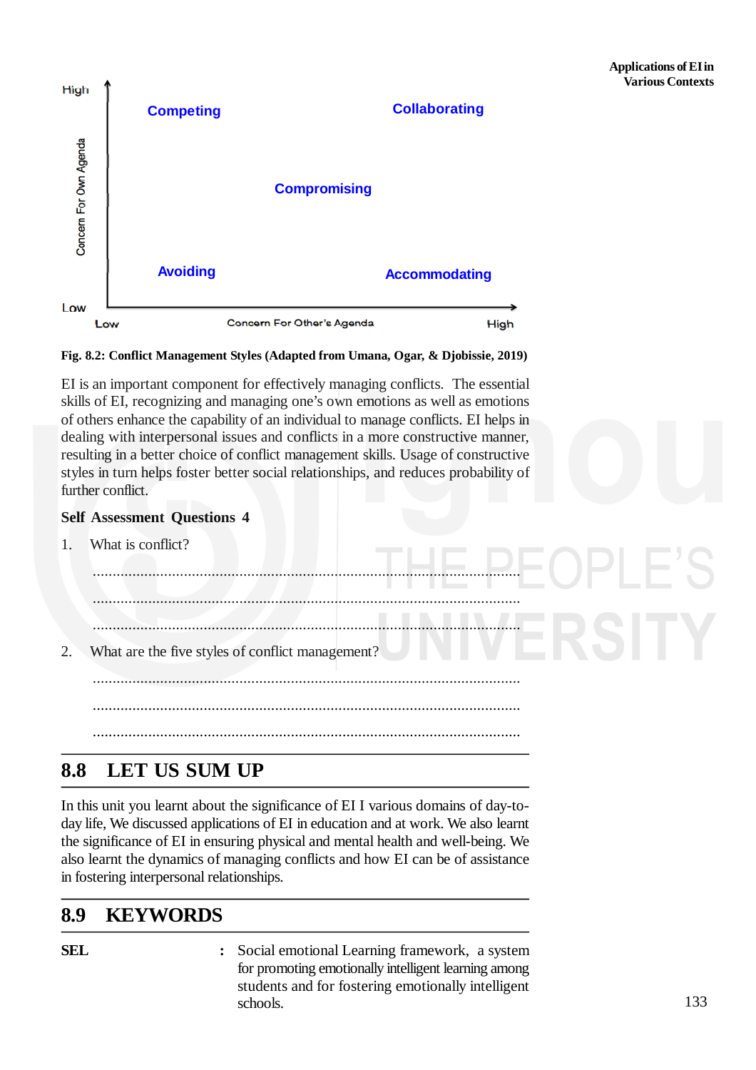High

Competing

Collaborating

Concern For Own Agenda

Compromising

Avoiding

Accommodating

Low

Low

Concern For Other's Agenda

High

**Fig. 8.2: Conflict Management Styles (Adapted from Umana, Ogar, & Djobissie, 2019)**

EI is an important component for effectively managing conflicts. The essential skills of EI, recognizing and managing one's own emotions as well as emotions of others enhance the capability of an individual to manage conflicts. EI helps in dealing with interpersonal issues and conflicts in a more constructive manner, resulting in a better choice of conflict management skills. Usage of constructive styles in turn helps foster better social relationships, and reduces probability of further conflict.

**Self Assessment Questions 4**

1. What is conflict?

   ..................................................................................................................

   ..................................................................................................................

   ..................................................................................................................

2. What are the five styles of conflict management?

   ..................................................................................................................

   ..................................................................................................................

   ..................................................................................................................

## 8.8 LET US SUM UP

In this unit you learnt about the significance of EI I various domains of day-to-day life, We discussed applications of EI in education and at work. We also learnt the significance of EI in ensuring physical and mental health and well-being. We also learnt the dynamics of managing conflicts and how EI can be of assistance in fostering interpersonal relationships.

## 8.9 KEYWORDS

**SEL** : Social emotional Learning framework, a system for promoting emotionally intelligent learning among students and for fostering emotionally intelligent schools.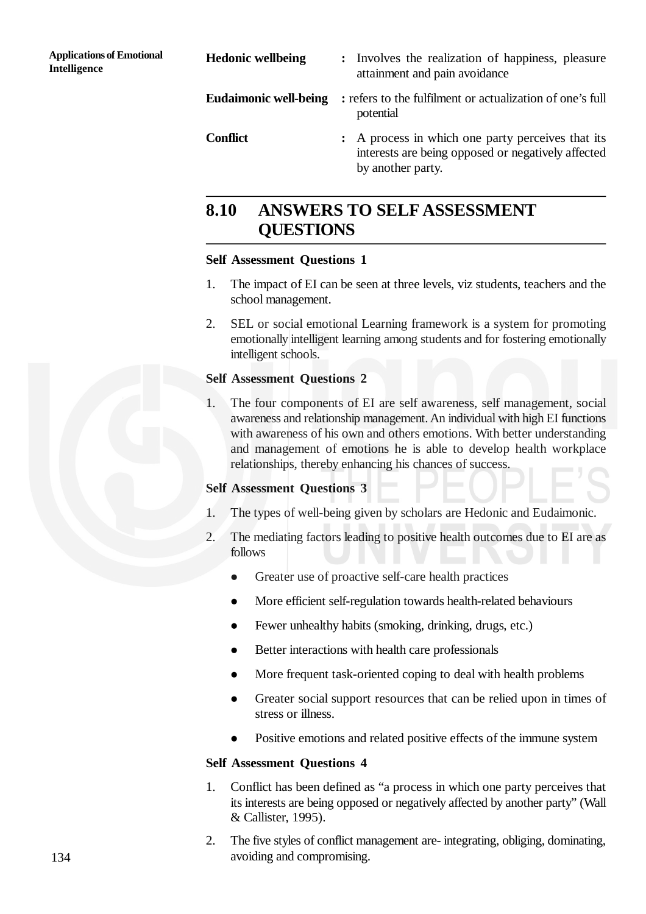**Hedonic wellbeing** : Involves the realization of happiness, pleasure attainment and pain avoidance

**Eudaimonic well-being** : refers to the fulfilment or actualization of one's full potential

**Conflict** : A process in which one party perceives that its interests are being opposed or negatively affected by another party.

## 8.10 ANSWERS TO SELF ASSESSMENT QUESTIONS

**Self Assessment Questions 1**

1. The impact of EI can be seen at three levels, viz students, teachers and the school management.
2. SEL or social emotional Learning framework is a system for promoting emotionally intelligent learning among students and for fostering emotionally intelligent schools.

**Self Assessment Questions 2**

1. The four components of EI are self awareness, self management, social awareness and relationship management. An individual with high EI functions with awareness of his own and others emotions. With better understanding and management of emotions he is able to develop health workplace relationships, thereby enhancing his chances of success.

**Self Assessment Questions 3**

1. The types of well-being given by scholars are Hedonic and Eudaimonic.
2. The mediating factors leading to positive health outcomes due to EI are as follows
   - Greater use of proactive self-care health practices
   - More efficient self-regulation towards health-related behaviours
   - Fewer unhealthy habits (smoking, drinking, drugs, etc.)
   - Better interactions with health care professionals
   - More frequent task-oriented coping to deal with health problems
   - Greater social support resources that can be relied upon in times of stress or illness.
   - Positive emotions and related positive effects of the immune system

**Self Assessment Questions 4**

1. Conflict has been defined as "a process in which one party perceives that its interests are being opposed or negatively affected by another party" (Wall & Callister, 1995).
2. The five styles of conflict management are- integrating, obliging, dominating, avoiding and compromising.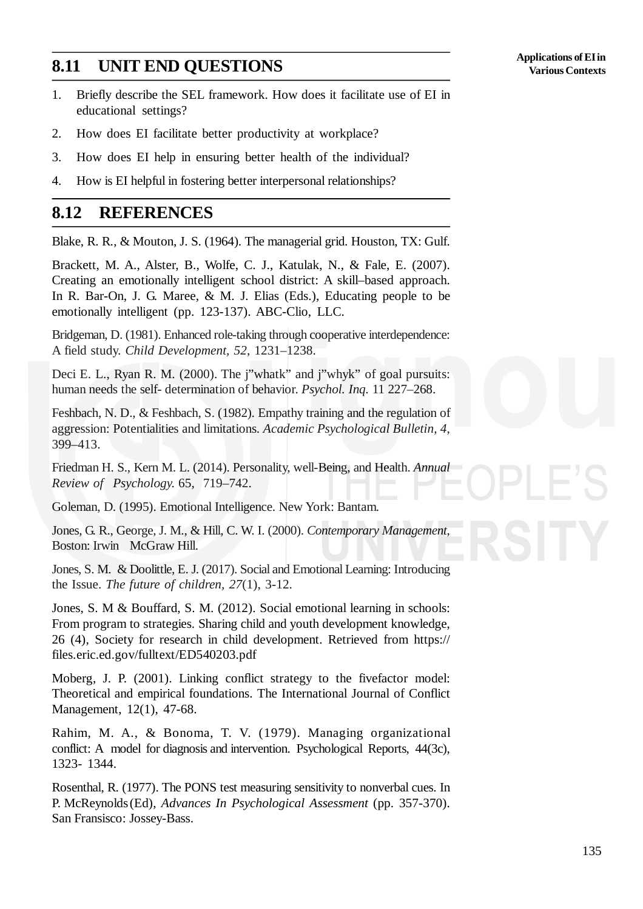## 8.11 UNIT END QUESTIONS

1. Briefly describe the SEL framework. How does it facilitate use of EI in educational settings?
2. How does EI facilitate better productivity at workplace?
3. How does EI help in ensuring better health of the individual?
4. How is EI helpful in fostering better interpersonal relationships?

## 8.12 REFERENCES

Blake, R. R., & Mouton, J. S. (1964). The managerial grid. Houston, TX: Gulf.

Brackett, M. A., Alster, B., Wolfe, C. J., Katulak, N., & Fale, E. (2007). Creating an emotionally intelligent school district: A skill–based approach. In R. Bar-On, J. G. Maree, & M. J. Elias (Eds.), Educating people to be emotionally intelligent (pp. 123-137). ABC-Clio, LLC.

Bridgeman, D. (1981). Enhanced role-taking through cooperative interdependence: A field study. *Child Development, 52*, 1231–1238.

Deci E. L., Ryan R. M. (2000). The j"whatk" and j"whyk" of goal pursuits: human needs the self- determination of behavior. *Psychol. Inq.* 11 227–268.

Feshbach, N. D., & Feshbach, S. (1982). Empathy training and the regulation of aggression: Potentialities and limitations. *Academic Psychological Bulletin, 4*, 399–413.

Friedman H. S., Kern M. L. (2014). Personality, well-Being, and Health. *Annual Review of Psychology.* 65, 719–742.

Goleman, D. (1995). Emotional Intelligence. New York: Bantam.

Jones, G. R., George, J. M., & Hill, C. W. I. (2000). *Contemporary Management*, Boston: Irwin McGraw Hill.

Jones, S. M. & Doolittle, E. J. (2017). Social and Emotional Learning: Introducing the Issue. *The future of children, 27*(1), 3-12.

Jones, S. M & Bouffard, S. M. (2012). Social emotional learning in schools: From program to strategies. Sharing child and youth development knowledge, 26 (4), Society for research in child development. Retrieved from https://files.eric.ed.gov/fulltext/ED540203.pdf

Moberg, J. P. (2001). Linking conflict strategy to the fivefactor model: Theoretical and empirical foundations. The International Journal of Conflict Management, 12(1), 47-68.

Rahim, M. A., & Bonoma, T. V. (1979). Managing organizational conflict: A model for diagnosis and intervention. Psychological Reports, 44(3c), 1323- 1344.

Rosenthal, R. (1977). The PONS test measuring sensitivity to nonverbal cues. In P. McReynolds(Ed), *Advances In Psychological Assessment* (pp. 357-370). San Fransisco: Jossey-Bass.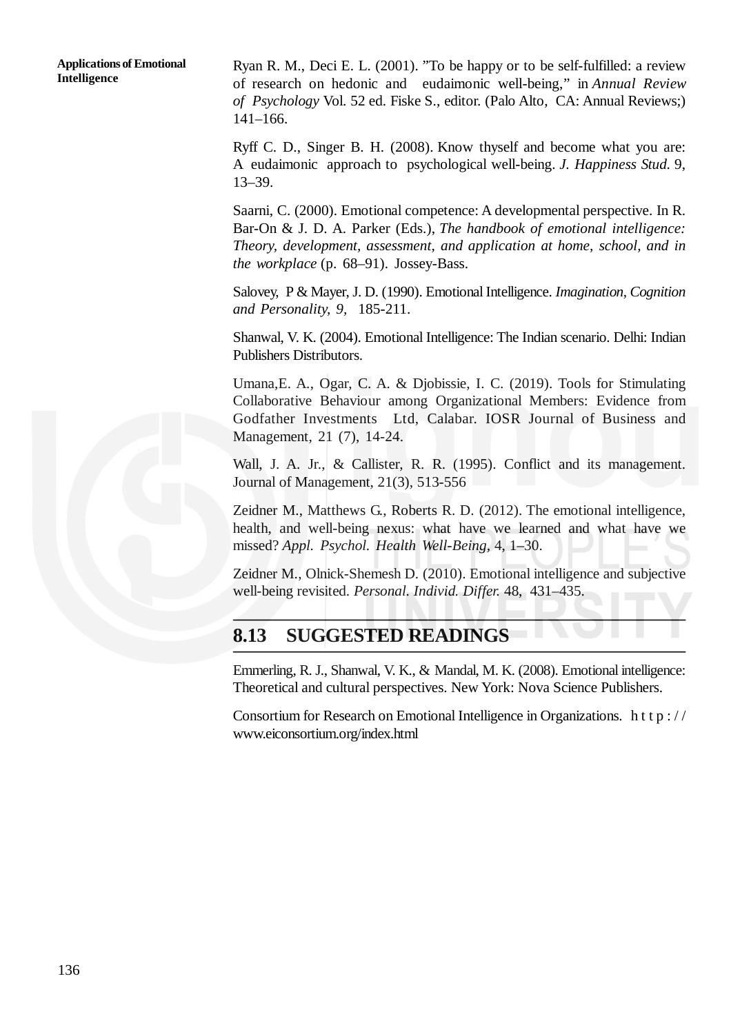Ryan R. M., Deci E. L. (2001). "To be happy or to be self-fulfilled: a review of research on hedonic and eudaimonic well-being," in *Annual Review of Psychology* Vol. 52 ed. Fiske S., editor. (Palo Alto, CA: Annual Reviews;) 141–166.

Ryff C. D., Singer B. H. (2008). Know thyself and become what you are: A eudaimonic approach to psychological well-being. *J. Happiness Stud.* 9, 13–39.

Saarni, C. (2000). Emotional competence: A developmental perspective. In R. Bar-On & J. D. A. Parker (Eds.), *The handbook of emotional intelligence: Theory, development, assessment, and application at home, school, and in the workplace* (p. 68–91). Jossey-Bass.

Salovey, P & Mayer, J. D. (1990). Emotional Intelligence. *Imagination, Cognition and Personality, 9*, 185-211.

Shanwal, V. K. (2004). Emotional Intelligence: The Indian scenario. Delhi: Indian Publishers Distributors.

Umana,E. A., Ogar, C. A. & Djobissie, I. C. (2019). Tools for Stimulating Collaborative Behaviour among Organizational Members: Evidence from Godfather Investments Ltd, Calabar. IOSR Journal of Business and Management, 21 (7), 14-24.

Wall, J. A. Jr., & Callister, R. R. (1995). Conflict and its management. Journal of Management, 21(3), 513-556

Zeidner M., Matthews G., Roberts R. D. (2012). The emotional intelligence, health, and well-being nexus: what have we learned and what have we missed? *Appl. Psychol. Health Well-Being*, 4, 1–30.

Zeidner M., Olnick-Shemesh D. (2010). Emotional intelligence and subjective well-being revisited. *Personal. Individ. Differ.* 48, 431–435.

## 8.13 SUGGESTED READINGS

Emmerling, R. J., Shanwal, V. K., & Mandal, M. K. (2008). Emotional intelligence: Theoretical and cultural perspectives. New York: Nova Science Publishers.

Consortium for Research on Emotional Intelligence in Organizations. http://www.eiconsortium.org/index.html